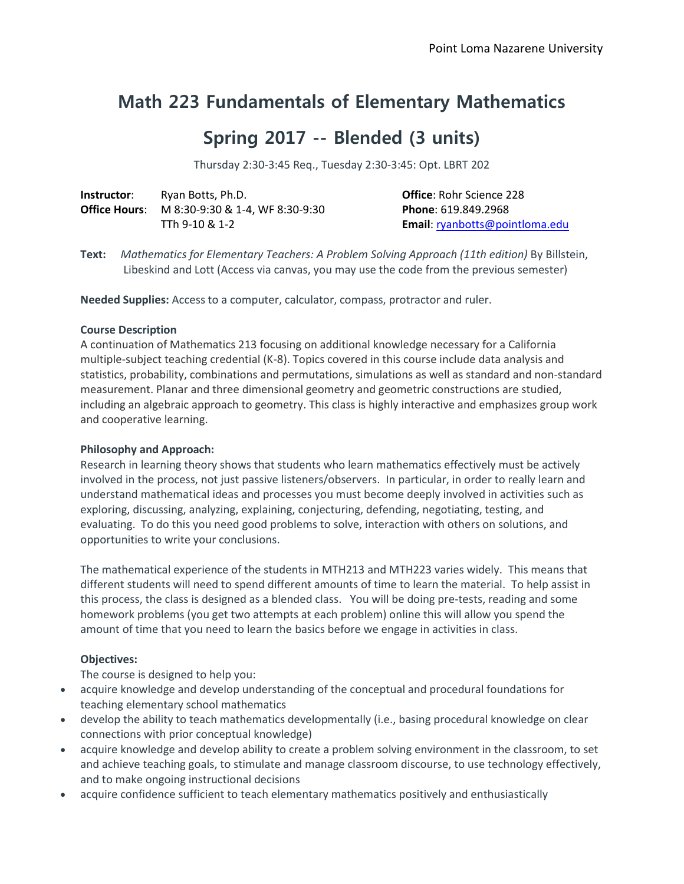Point Loma Nazarene University

# Math 223 Fundamentals of Elementary Mathematics

# Spring 2017 -- Blended (3 units)

Thursday 2:30-3:45 Req., Tuesday 2:30-3:45: Opt. LBRT 202

**Instructor**: Ryan Botts, Ph.D.
**Office Hours**: M 8:30-9:30 & 1-4, WF 8:30-9:30
TTh 9-10 & 1-2

**Office**: Rohr Science 228
**Phone**: 619.849.2968
**Email**: ryanbotts@pointloma.edu

**Text:** *Mathematics for Elementary Teachers: A Problem Solving Approach (11th edition)* By Billstein, Libeskind and Lott (Access via canvas, you may use the code from the previous semester)

**Needed Supplies:** Access to a computer, calculator, compass, protractor and ruler.

**Course Description**

A continuation of Mathematics 213 focusing on additional knowledge necessary for a California multiple-subject teaching credential (K-8). Topics covered in this course include data analysis and statistics, probability, combinations and permutations, simulations as well as standard and non-standard measurement. Planar and three dimensional geometry and geometric constructions are studied, including an algebraic approach to geometry. This class is highly interactive and emphasizes group work and cooperative learning.

**Philosophy and Approach:**

Research in learning theory shows that students who learn mathematics effectively must be actively involved in the process, not just passive listeners/observers. In particular, in order to really learn and understand mathematical ideas and processes you must become deeply involved in activities such as exploring, discussing, analyzing, explaining, conjecturing, defending, negotiating, testing, and evaluating. To do this you need good problems to solve, interaction with others on solutions, and opportunities to write your conclusions.

The mathematical experience of the students in MTH213 and MTH223 varies widely. This means that different students will need to spend different amounts of time to learn the material. To help assist in this process, the class is designed as a blended class. You will be doing pre-tests, reading and some homework problems (you get two attempts at each problem) online this will allow you spend the amount of time that you need to learn the basics before we engage in activities in class.

**Objectives:**

The course is designed to help you:

- acquire knowledge and develop understanding of the conceptual and procedural foundations for teaching elementary school mathematics
- develop the ability to teach mathematics developmentally (i.e., basing procedural knowledge on clear connections with prior conceptual knowledge)
- acquire knowledge and develop ability to create a problem solving environment in the classroom, to set and achieve teaching goals, to stimulate and manage classroom discourse, to use technology effectively, and to make ongoing instructional decisions
- acquire confidence sufficient to teach elementary mathematics positively and enthusiastically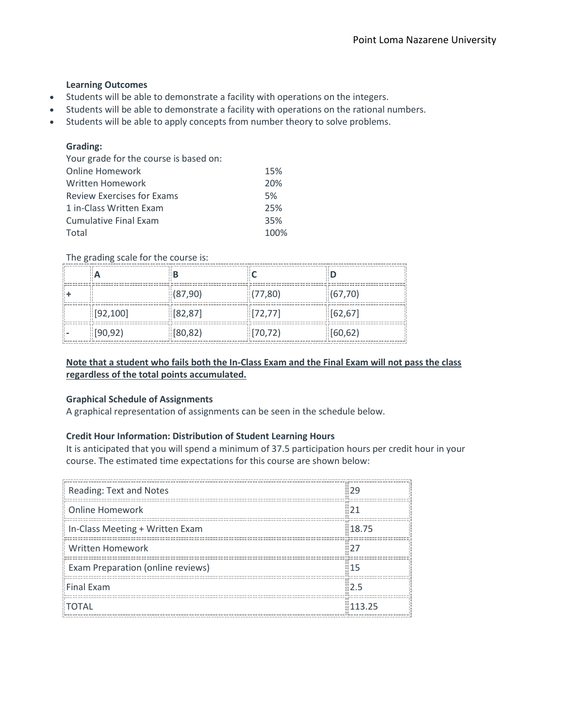**Learning Outcomes**

- Students will be able to demonstrate a facility with operations on the integers.
- Students will be able to demonstrate a facility with operations on the rational numbers.
- Students will be able to apply concepts from number theory to solve problems.

**Grading:**

Your grade for the course is based on:

| | |
|---|---|
| Online Homework | 15% |
| Written Homework | 20% |
| Review Exercises for Exams | 5% |
| 1 in-Class Written Exam | 25% |
| Cumulative Final Exam | 35% |
| Total | 100% |

The grading scale for the course is:

| | A | B | C | D |
|---|---|---|---|---|
| + | | (87,90) | (77,80) | (67,70) |
| | [92,100] | [82,87] | [72,77] | [62,67] |
| - | [90,92) | [80,82) | [70,72) | [60,62) |

**Note that a student who fails both the In-Class Exam and the Final Exam will not pass the class regardless of the total points accumulated.**

**Graphical Schedule of Assignments**

A graphical representation of assignments can be seen in the schedule below.

**Credit Hour Information: Distribution of Student Learning Hours**

It is anticipated that you will spend a minimum of 37.5 participation hours per credit hour in your course. The estimated time expectations for this course are shown below:

| | |
|---|---|
| Reading: Text and Notes | 29 |
| Online Homework | 21 |
| In-Class Meeting + Written Exam | 18.75 |
| Written Homework | 27 |
| Exam Preparation (online reviews) | 15 |
| Final Exam | 2.5 |
| TOTAL | 113.25 |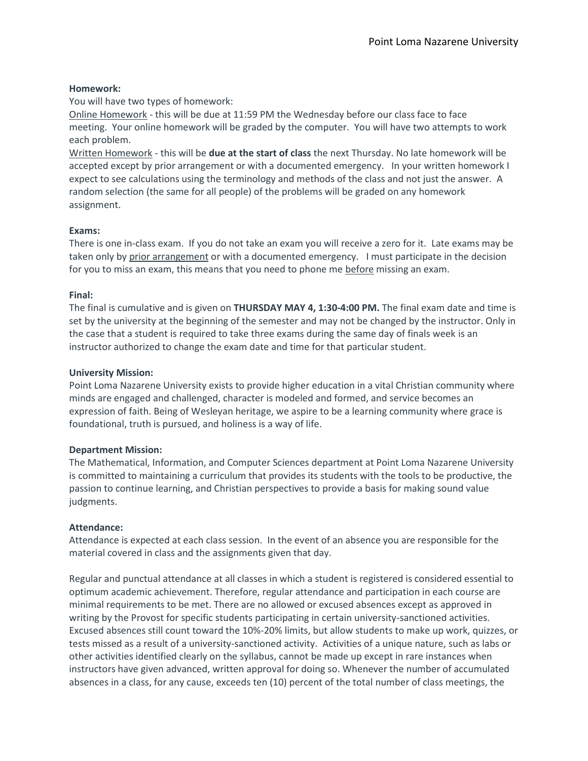**Homework:**

You will have two types of homework:

Online Homework - this will be due at 11:59 PM the Wednesday before our class face to face meeting. Your online homework will be graded by the computer. You will have two attempts to work each problem.

Written Homework - this will be **due at the start of class** the next Thursday. No late homework will be accepted except by prior arrangement or with a documented emergency. In your written homework I expect to see calculations using the terminology and methods of the class and not just the answer. A random selection (the same for all people) of the problems will be graded on any homework assignment.

**Exams:**

There is one in-class exam. If you do not take an exam you will receive a zero for it. Late exams may be taken only by prior arrangement or with a documented emergency. I must participate in the decision for you to miss an exam, this means that you need to phone me before missing an exam.

**Final:**

The final is cumulative and is given on **THURSDAY MAY 4, 1:30-4:00 PM.** The final exam date and time is set by the university at the beginning of the semester and may not be changed by the instructor. Only in the case that a student is required to take three exams during the same day of finals week is an instructor authorized to change the exam date and time for that particular student.

**University Mission:**

Point Loma Nazarene University exists to provide higher education in a vital Christian community where minds are engaged and challenged, character is modeled and formed, and service becomes an expression of faith. Being of Wesleyan heritage, we aspire to be a learning community where grace is foundational, truth is pursued, and holiness is a way of life.

**Department Mission:**

The Mathematical, Information, and Computer Sciences department at Point Loma Nazarene University is committed to maintaining a curriculum that provides its students with the tools to be productive, the passion to continue learning, and Christian perspectives to provide a basis for making sound value judgments.

**Attendance:**

Attendance is expected at each class session. In the event of an absence you are responsible for the material covered in class and the assignments given that day.

Regular and punctual attendance at all classes in which a student is registered is considered essential to optimum academic achievement. Therefore, regular attendance and participation in each course are minimal requirements to be met. There are no allowed or excused absences except as approved in writing by the Provost for specific students participating in certain university-sanctioned activities. Excused absences still count toward the 10%-20% limits, but allow students to make up work, quizzes, or tests missed as a result of a university-sanctioned activity. Activities of a unique nature, such as labs or other activities identified clearly on the syllabus, cannot be made up except in rare instances when instructors have given advanced, written approval for doing so. Whenever the number of accumulated absences in a class, for any cause, exceeds ten (10) percent of the total number of class meetings, the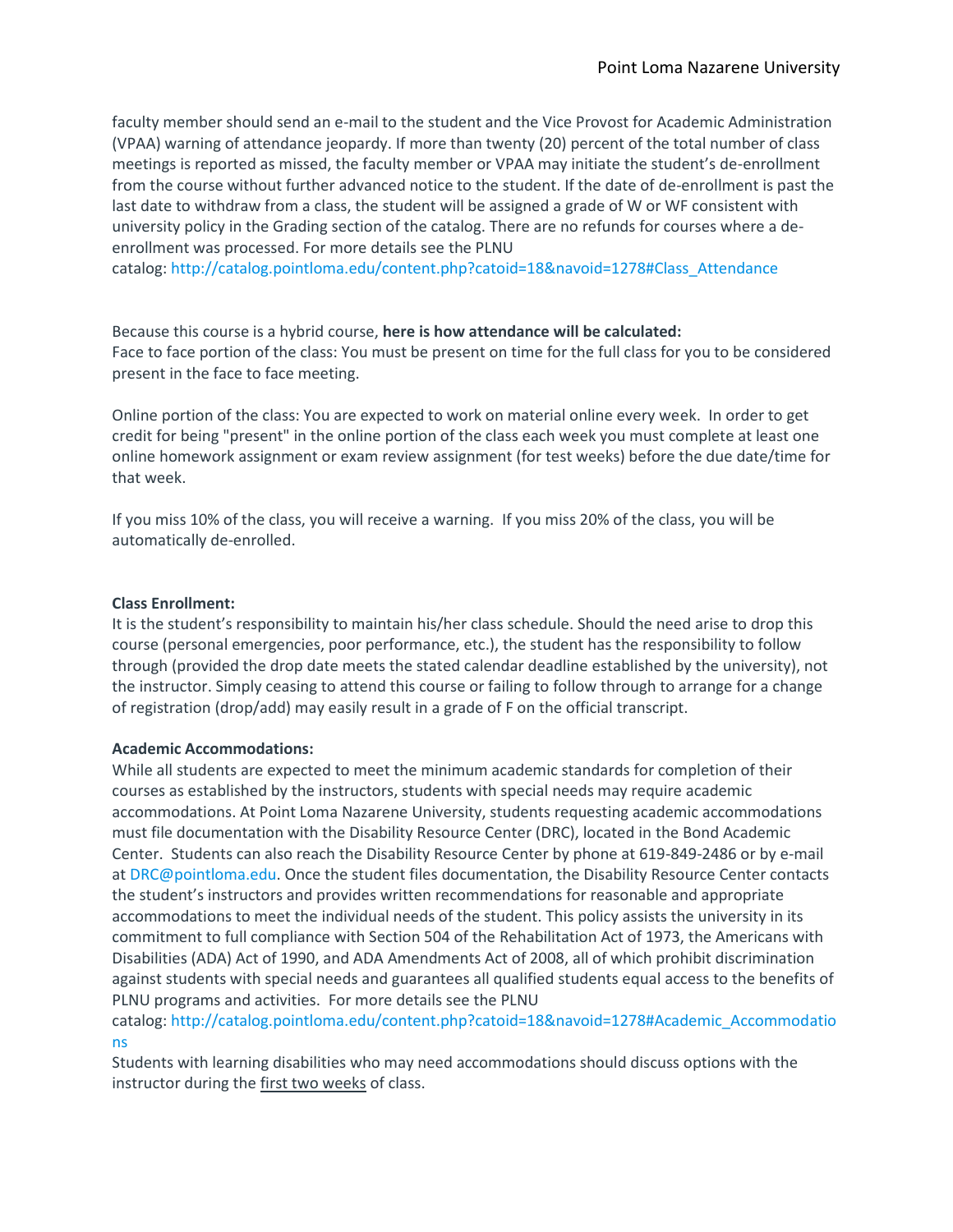faculty member should send an e-mail to the student and the Vice Provost for Academic Administration (VPAA) warning of attendance jeopardy. If more than twenty (20) percent of the total number of class meetings is reported as missed, the faculty member or VPAA may initiate the student's de-enrollment from the course without further advanced notice to the student. If the date of de-enrollment is past the last date to withdraw from a class, the student will be assigned a grade of W or WF consistent with university policy in the Grading section of the catalog. There are no refunds for courses where a de-enrollment was processed. For more details see the PLNU catalog: http://catalog.pointloma.edu/content.php?catoid=18&navoid=1278#Class_Attendance

Because this course is a hybrid course, **here is how attendance will be calculated:**
Face to face portion of the class: You must be present on time for the full class for you to be considered present in the face to face meeting.

Online portion of the class: You are expected to work on material online every week. In order to get credit for being "present" in the online portion of the class each week you must complete at least one online homework assignment or exam review assignment (for test weeks) before the due date/time for that week.

If you miss 10% of the class, you will receive a warning. If you miss 20% of the class, you will be automatically de-enrolled.

**Class Enrollment:**
It is the student's responsibility to maintain his/her class schedule. Should the need arise to drop this course (personal emergencies, poor performance, etc.), the student has the responsibility to follow through (provided the drop date meets the stated calendar deadline established by the university), not the instructor. Simply ceasing to attend this course or failing to follow through to arrange for a change of registration (drop/add) may easily result in a grade of F on the official transcript.

**Academic Accommodations:**
While all students are expected to meet the minimum academic standards for completion of their courses as established by the instructors, students with special needs may require academic accommodations. At Point Loma Nazarene University, students requesting academic accommodations must file documentation with the Disability Resource Center (DRC), located in the Bond Academic Center. Students can also reach the Disability Resource Center by phone at 619-849-2486 or by e-mail at DRC@pointloma.edu. Once the student files documentation, the Disability Resource Center contacts the student's instructors and provides written recommendations for reasonable and appropriate accommodations to meet the individual needs of the student. This policy assists the university in its commitment to full compliance with Section 504 of the Rehabilitation Act of 1973, the Americans with Disabilities (ADA) Act of 1990, and ADA Amendments Act of 2008, all of which prohibit discrimination against students with special needs and guarantees all qualified students equal access to the benefits of PLNU programs and activities. For more details see the PLNU catalog: http://catalog.pointloma.edu/content.php?catoid=18&navoid=1278#Academic_Accommodations
Students with learning disabilities who may need accommodations should discuss options with the instructor during the first two weeks of class.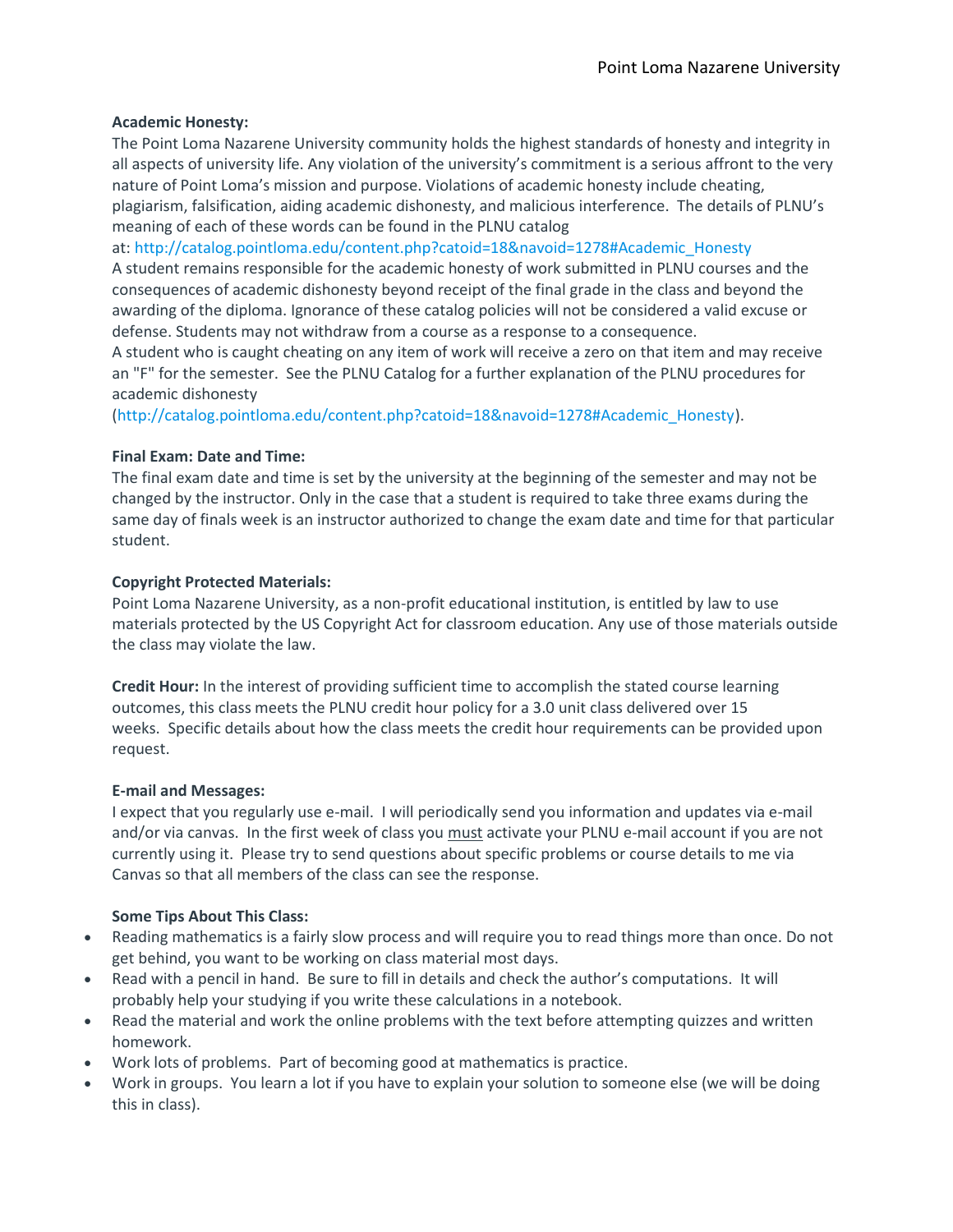**Academic Honesty:**

The Point Loma Nazarene University community holds the highest standards of honesty and integrity in all aspects of university life. Any violation of the university's commitment is a serious affront to the very nature of Point Loma's mission and purpose. Violations of academic honesty include cheating, plagiarism, falsification, aiding academic dishonesty, and malicious interference. The details of PLNU's meaning of each of these words can be found in the PLNU catalog at: http://catalog.pointloma.edu/content.php?catoid=18&navoid=1278#Academic_Honesty

A student remains responsible for the academic honesty of work submitted in PLNU courses and the consequences of academic dishonesty beyond receipt of the final grade in the class and beyond the awarding of the diploma. Ignorance of these catalog policies will not be considered a valid excuse or defense. Students may not withdraw from a course as a response to a consequence.

A student who is caught cheating on any item of work will receive a zero on that item and may receive an "F" for the semester. See the PLNU Catalog for a further explanation of the PLNU procedures for academic dishonesty (http://catalog.pointloma.edu/content.php?catoid=18&navoid=1278#Academic_Honesty).

**Final Exam: Date and Time:**

The final exam date and time is set by the university at the beginning of the semester and may not be changed by the instructor. Only in the case that a student is required to take three exams during the same day of finals week is an instructor authorized to change the exam date and time for that particular student.

**Copyright Protected Materials:**

Point Loma Nazarene University, as a non-profit educational institution, is entitled by law to use materials protected by the US Copyright Act for classroom education. Any use of those materials outside the class may violate the law.

**Credit Hour:** In the interest of providing sufficient time to accomplish the stated course learning outcomes, this class meets the PLNU credit hour policy for a 3.0 unit class delivered over 15 weeks. Specific details about how the class meets the credit hour requirements can be provided upon request.

**E-mail and Messages:**

I expect that you regularly use e-mail. I will periodically send you information and updates via e-mail and/or via canvas. In the first week of class you <u>must</u> activate your PLNU e-mail account if you are not currently using it. Please try to send questions about specific problems or course details to me via Canvas so that all members of the class can see the response.

**Some Tips About This Class:**

- Reading mathematics is a fairly slow process and will require you to read things more than once. Do not get behind, you want to be working on class material most days.
- Read with a pencil in hand. Be sure to fill in details and check the author's computations. It will probably help your studying if you write these calculations in a notebook.
- Read the material and work the online problems with the text before attempting quizzes and written homework.
- Work lots of problems. Part of becoming good at mathematics is practice.
- Work in groups. You learn a lot if you have to explain your solution to someone else (we will be doing this in class).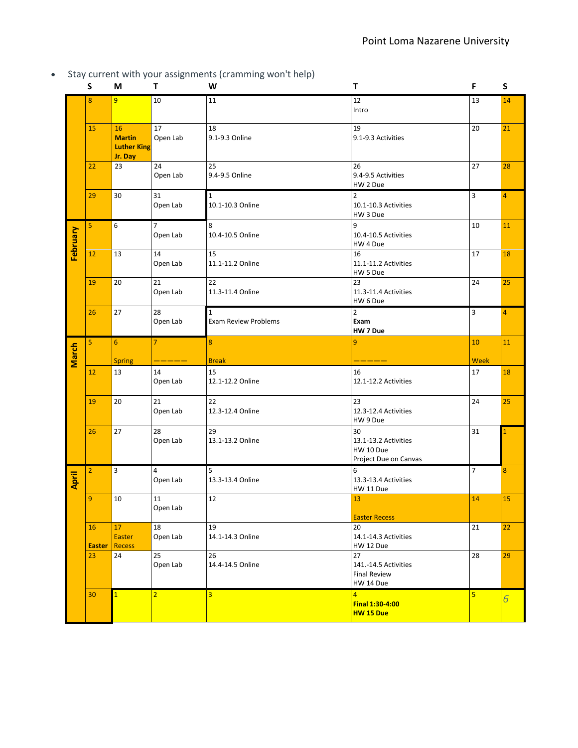- Stay current with your assignments (cramming won't help)

| | S | M | T | W | T | F | S |
|---|---|---|---|---|---|---|---|
| | 8 | 9 | 10 | 11 | 12 Intro | 13 | 14 |
| | 15 | 16 **Martin Luther King Jr. Day** | 17 Open Lab | 18 9.1-9.3 Online | 19 9.1-9.3 Activities | 20 | 21 |
| | 22 | 23 | 24 Open Lab | 25 9.4-9.5 Online | 26 9.4-9.5 Activities HW 2 Due | 27 | 28 |
| | 29 | 30 | 31 Open Lab | 1 10.1-10.3 Online | 2 10.1-10.3 Activities HW 3 Due | 3 | 4 |
| **February** | 5 | 6 | 7 Open Lab | 8 10.4-10.5 Online | 9 10.4-10.5 Activities HW 4 Due | 10 | 11 |
| | 12 | 13 | 14 Open Lab | 15 11.1-11.2 Online | 16 11.1-11.2 Activities HW 5 Due | 17 | 18 |
| | 19 | 20 | 21 Open Lab | 22 11.3-11.4 Online | 23 11.3-11.4 Activities HW 6 Due | 24 | 25 |
| | 26 | 27 | 28 Open Lab | 1 Exam Review Problems | 2 **Exam** **HW 7 Due** | 3 | 4 |
| **March** | 5 | 6 Spring | 7 ————— | 8 Break | 9 ————— | 10 Week | 11 |
| | 12 | 13 | 14 Open Lab | 15 12.1-12.2 Online | 16 12.1-12.2 Activities | 17 | 18 |
| | 19 | 20 | 21 Open Lab | 22 12.3-12.4 Online | 23 12.3-12.4 Activities HW 9 Due | 24 | 25 |
| | 26 | 27 | 28 Open Lab | 29 13.1-13.2 Online | 30 13.1-13.2 Activities HW 10 Due Project Due on Canvas | 31 | 1 |
| **April** | 2 | 3 | 4 Open Lab | 5 13.3-13.4 Online | 6 13.3-13.4 Activities HW 11 Due | 7 | 8 |
| | 9 | 10 | 11 Open Lab | 12 | 13 Easter Recess | 14 | 15 |
| | 16 **Easter** | 17 Easter Recess | 18 Open Lab | 19 14.1-14.3 Online | 20 14.1-14.3 Activities HW 12 Due | 21 | 22 |
| | 23 | 24 | 25 Open Lab | 26 14.4-14.5 Online | 27 141.-14.5 Activities Final Review HW 14 Due | 28 | 29 |
| | 30 | 1 | 2 | 3 | 4 **Final 1:30-4:00** **HW 15 Due** | 5 | 6 |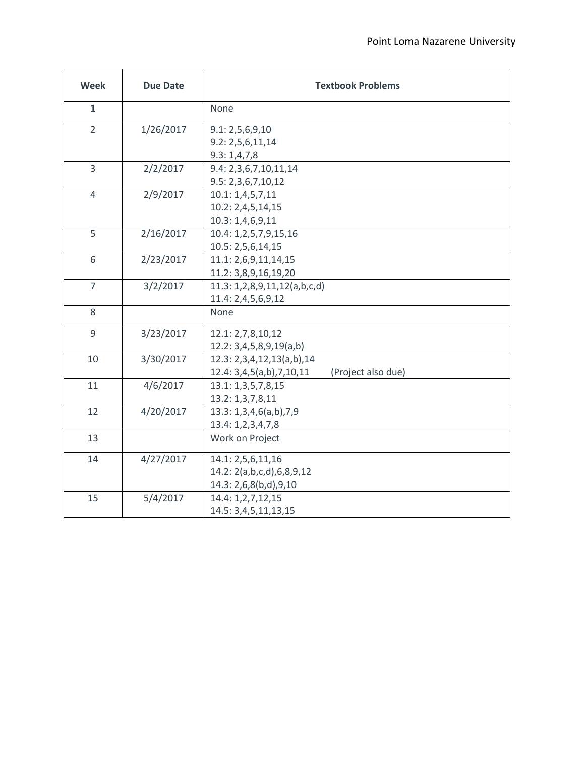| Week | Due Date | Textbook Problems |
|---|---|---|
| **1** | | None |
| 2 | 1/26/2017 | 9.1: 2,5,6,9,10<br>9.2: 2,5,6,11,14<br>9.3: 1,4,7,8 |
| 3 | 2/2/2017 | 9.4: 2,3,6,7,10,11,14<br>9.5: 2,3,6,7,10,12 |
| 4 | 2/9/2017 | 10.1: 1,4,5,7,11<br>10.2: 2,4,5,14,15<br>10.3: 1,4,6,9,11 |
| 5 | 2/16/2017 | 10.4: 1,2,5,7,9,15,16<br>10.5: 2,5,6,14,15 |
| 6 | 2/23/2017 | 11.1: 2,6,9,11,14,15<br>11.2: 3,8,9,16,19,20 |
| 7 | 3/2/2017 | 11.3: 1,2,8,9,11,12(a,b,c,d)<br>11.4: 2,4,5,6,9,12 |
| 8 | | None |
| 9 | 3/23/2017 | 12.1: 2,7,8,10,12<br>12.2: 3,4,5,8,9,19(a,b) |
| 10 | 3/30/2017 | 12.3: 2,3,4,12,13(a,b),14<br>12.4: 3,4,5(a,b),7,10,11 (Project also due) |
| 11 | 4/6/2017 | 13.1: 1,3,5,7,8,15<br>13.2: 1,3,7,8,11 |
| 12 | 4/20/2017 | 13.3: 1,3,4,6(a,b),7,9<br>13.4: 1,2,3,4,7,8 |
| 13 | | Work on Project |
| 14 | 4/27/2017 | 14.1: 2,5,6,11,16<br>14.2: 2(a,b,c,d),6,8,9,12<br>14.3: 2,6,8(b,d),9,10 |
| 15 | 5/4/2017 | 14.4: 1,2,7,12,15<br>14.5: 3,4,5,11,13,15 |